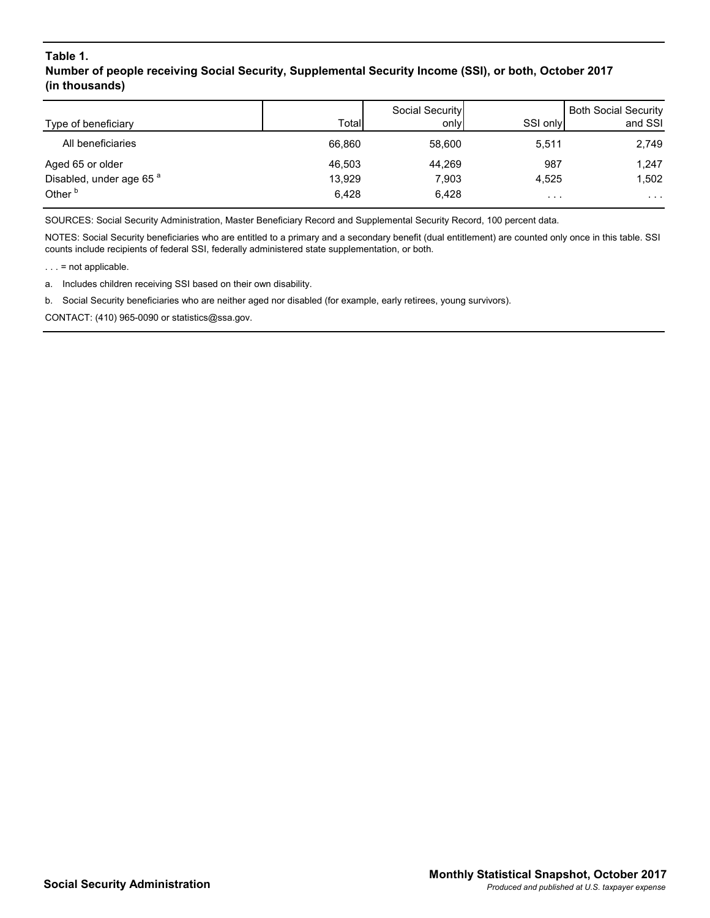**Table 1.**
**Number of people receiving Social Security, Supplemental Security Income (SSI), or both, October 2017 (in thousands)**

| Type of beneficiary | Total | Social Security only | SSI only | Both Social Security and SSI |
|---|---|---|---|---|
| All beneficiaries | 66,860 | 58,600 | 5,511 | 2,749 |
| Aged 65 or older | 46,503 | 44,269 | 987 | 1,247 |
| Disabled, under age 65 [a] | 13,929 | 7,903 | 4,525 | 1,502 |
| Other [b] | 6,428 | 6,428 | . . . | . . . |

SOURCES: Social Security Administration, Master Beneficiary Record and Supplemental Security Record, 100 percent data.

NOTES: Social Security beneficiaries who are entitled to a primary and a secondary benefit (dual entitlement) are counted only once in this table. SSI counts include recipients of federal SSI, federally administered state supplementation, or both.

. . . = not applicable.

a. Includes children receiving SSI based on their own disability.

b. Social Security beneficiaries who are neither aged nor disabled (for example, early retirees, young survivors).

CONTACT: (410) 965-0090 or statistics@ssa.gov.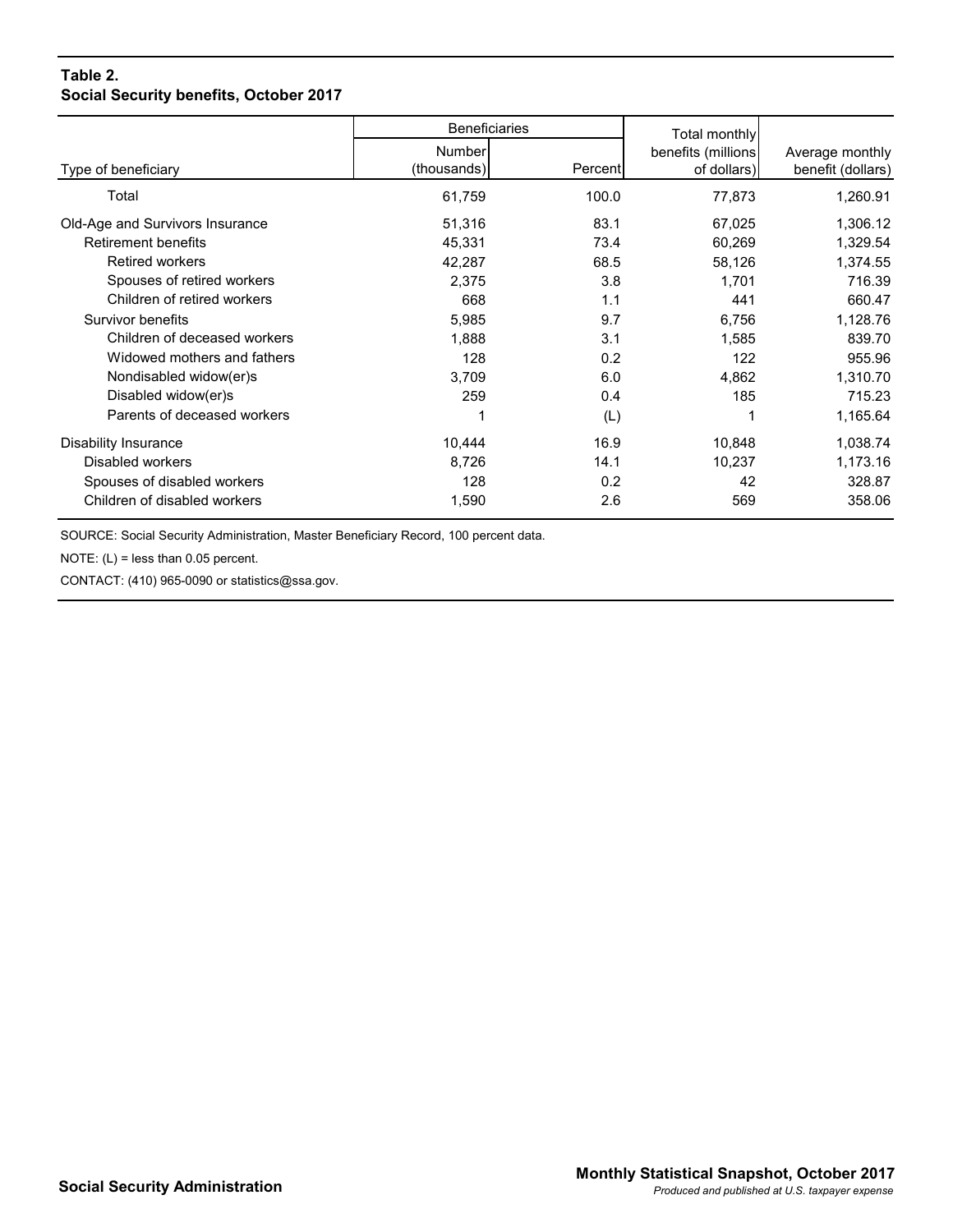**Table 2.**
**Social Security benefits, October 2017**

| Type of beneficiary | Beneficiaries | | Total monthly benefits (millions of dollars) | Average monthly benefit (dollars) |
|---|---|---|---|---|
| | Number (thousands) | Percent | | |
| Total | 61,759 | 100.0 | 77,873 | 1,260.91 |
| Old-Age and Survivors Insurance | 51,316 | 83.1 | 67,025 | 1,306.12 |
| Retirement benefits | 45,331 | 73.4 | 60,269 | 1,329.54 |
| Retired workers | 42,287 | 68.5 | 58,126 | 1,374.55 |
| Spouses of retired workers | 2,375 | 3.8 | 1,701 | 716.39 |
| Children of retired workers | 668 | 1.1 | 441 | 660.47 |
| Survivor benefits | 5,985 | 9.7 | 6,756 | 1,128.76 |
| Children of deceased workers | 1,888 | 3.1 | 1,585 | 839.70 |
| Widowed mothers and fathers | 128 | 0.2 | 122 | 955.96 |
| Nondisabled widow(er)s | 3,709 | 6.0 | 4,862 | 1,310.70 |
| Disabled widow(er)s | 259 | 0.4 | 185 | 715.23 |
| Parents of deceased workers | 1 | (L) | 1 | 1,165.64 |
| Disability Insurance | 10,444 | 16.9 | 10,848 | 1,038.74 |
| Disabled workers | 8,726 | 14.1 | 10,237 | 1,173.16 |
| Spouses of disabled workers | 128 | 0.2 | 42 | 328.87 |
| Children of disabled workers | 1,590 | 2.6 | 569 | 358.06 |

SOURCE: Social Security Administration, Master Beneficiary Record, 100 percent data.

NOTE: (L) = less than 0.05 percent.

CONTACT: (410) 965-0090 or statistics@ssa.gov.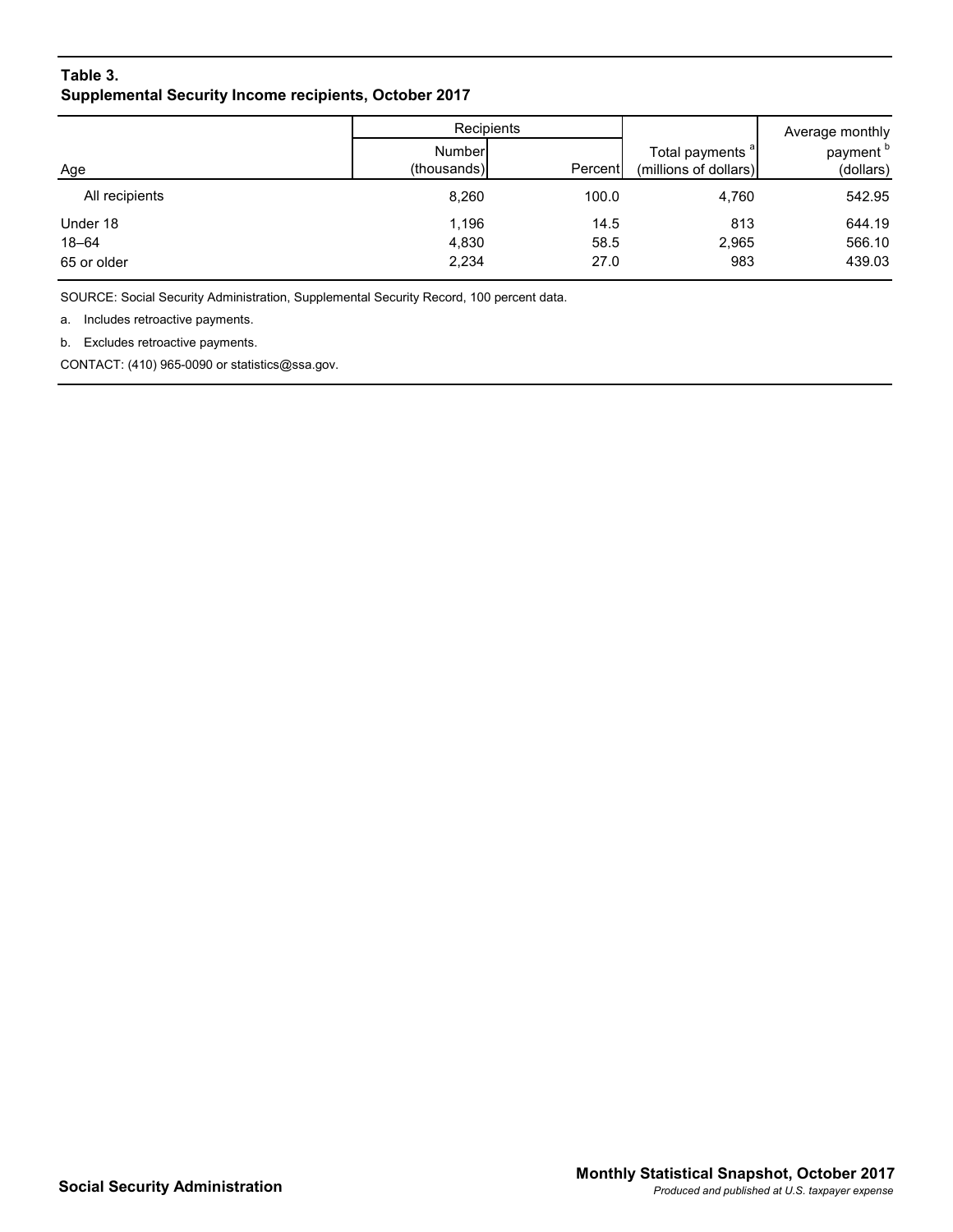**Table 3.**
**Supplemental Security Income recipients, October 2017**

| Age | Recipients | | Total payments [a] | Average monthly payment [b] |
|---|---|---|---|---|
| | Number (thousands) | Percent | (millions of dollars) | (dollars) |
| All recipients | 8,260 | 100.0 | 4,760 | 542.95 |
| Under 18 | 1,196 | 14.5 | 813 | 644.19 |
| 18–64 | 4,830 | 58.5 | 2,965 | 566.10 |
| 65 or older | 2,234 | 27.0 | 983 | 439.03 |

SOURCE: Social Security Administration, Supplemental Security Record, 100 percent data.

a. Includes retroactive payments.

b. Excludes retroactive payments.

CONTACT: (410) 965-0090 or statistics@ssa.gov.